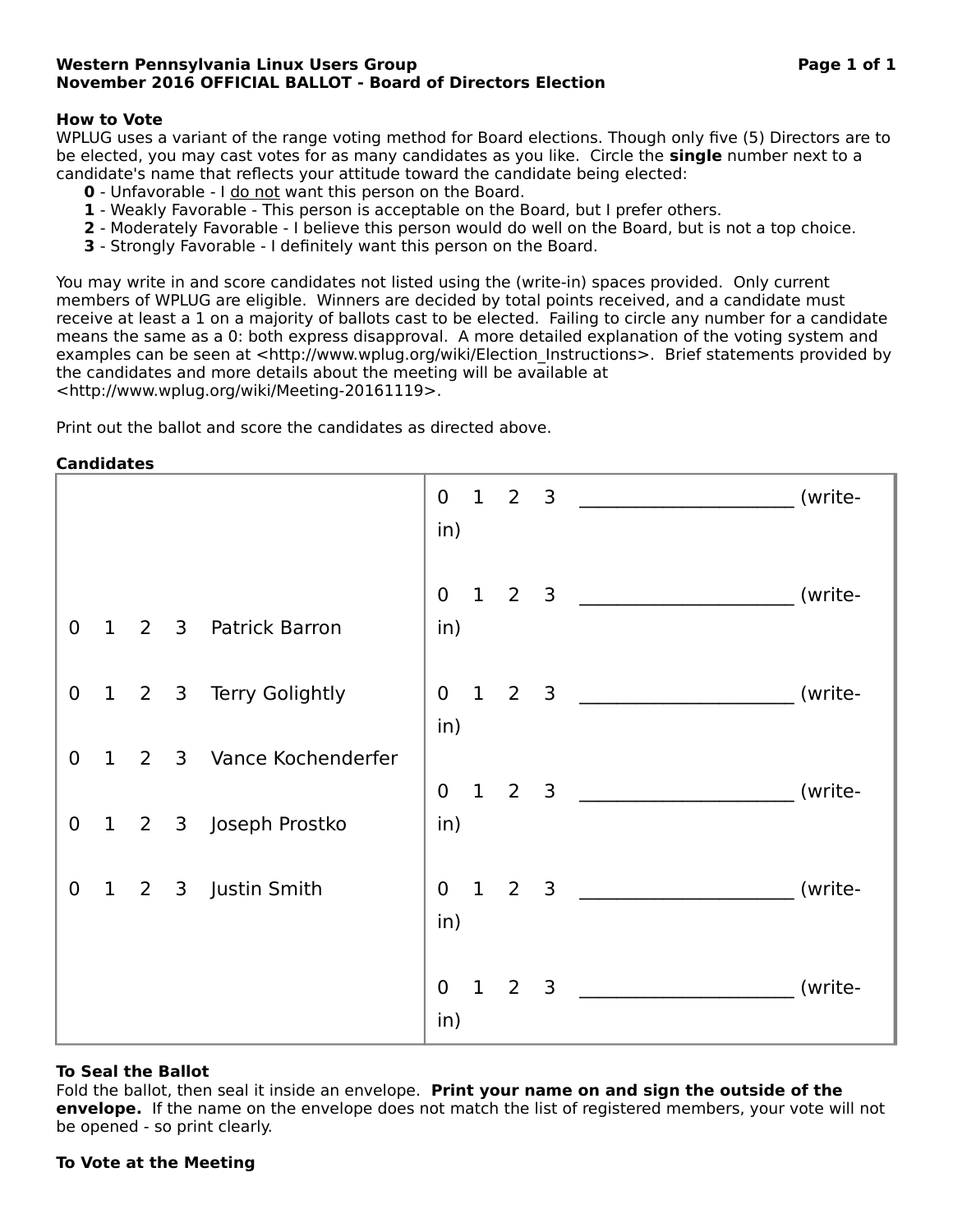**Western Pennsylvania Linux Users Group**
**November 2016 OFFICIAL BALLOT - Board of Directors Election**

**How to Vote**

WPLUG uses a variant of the range voting method for Board elections. Though only five (5) Directors are to be elected, you may cast votes for as many candidates as you like. Circle the **single** number next to a candidate's name that reflects your attitude toward the candidate being elected:

- **0** - Unfavorable - I do not want this person on the Board.
- **1** - Weakly Favorable - This person is acceptable on the Board, but I prefer others.
- **2** - Moderately Favorable - I believe this person would do well on the Board, but is not a top choice.
- **3** - Strongly Favorable - I definitely want this person on the Board.

You may write in and score candidates not listed using the (write-in) spaces provided. Only current members of WPLUG are eligible. Winners are decided by total points received, and a candidate must receive at least a 1 on a majority of ballots cast to be elected. Failing to circle any number for a candidate means the same as a 0: both express disapproval. A more detailed explanation of the voting system and examples can be seen at <http://www.wplug.org/wiki/Election_Instructions>. Brief statements provided by the candidates and more details about the meeting will be available at <http://www.wplug.org/wiki/Meeting-20161119>.

Print out the ballot and score the candidates as directed above.

**Candidates**

| Candidates | Write-ins |
|---|---|
| | 0 1 2 3 _____________________ (write-in) |
| 0 1 2 3 Patrick Barron | 0 1 2 3 _____________________ (write-in) |
| 0 1 2 3 Terry Golightly | 0 1 2 3 _____________________ (write-in) |
| 0 1 2 3 Vance Kochenderfer | 0 1 2 3 _____________________ (write-in) |
| 0 1 2 3 Joseph Prostko | 0 1 2 3 _____________________ (write-in) |
| 0 1 2 3 Justin Smith | 0 1 2 3 _____________________ (write-in) |

**To Seal the Ballot**

Fold the ballot, then seal it inside an envelope. **Print your name on and sign the outside of the envelope.** If the name on the envelope does not match the list of registered members, your vote will not be opened - so print clearly.

**To Vote at the Meeting**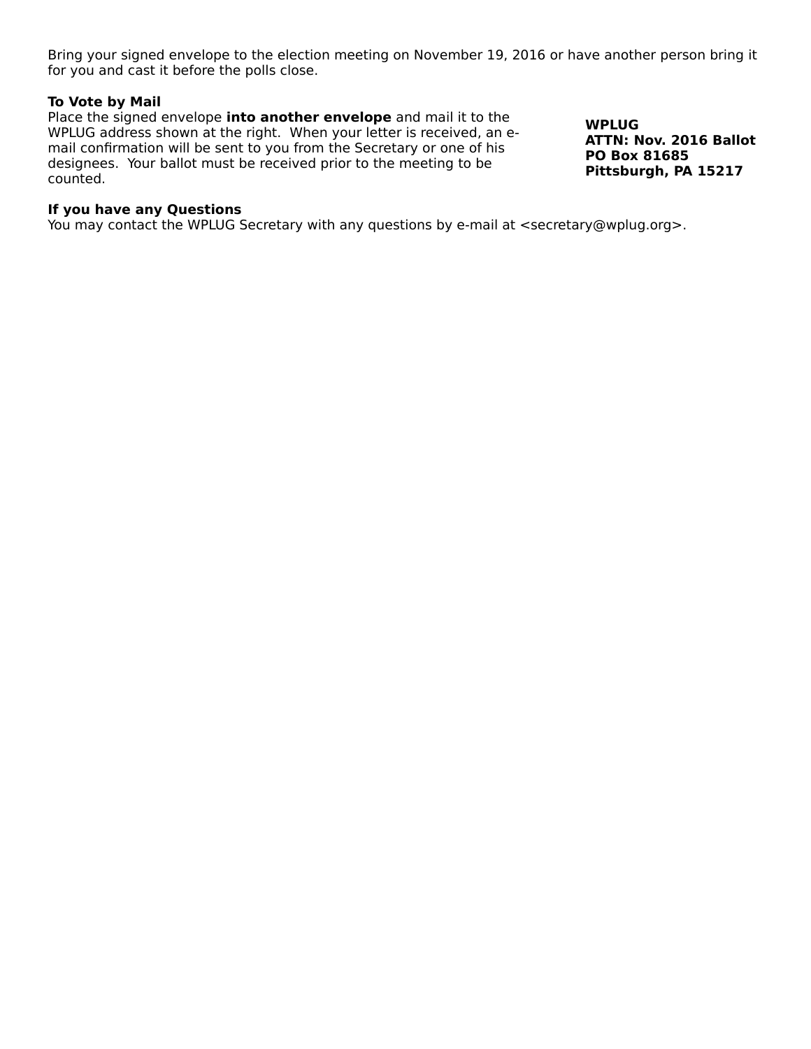Bring your signed envelope to the election meeting on November 19, 2016 or have another person bring it for you and cast it before the polls close.

**To Vote by Mail**

Place the signed envelope **into another envelope** and mail it to the WPLUG address shown at the right. When your letter is received, an e-mail confirmation will be sent to you from the Secretary or one of his designees. Your ballot must be received prior to the meeting to be counted.

**WPLUG**
**ATTN: Nov. 2016 Ballot**
**PO Box 81685**
**Pittsburgh, PA 15217**

**If you have any Questions**

You may contact the WPLUG Secretary with any questions by e-mail at <secretary@wplug.org>.